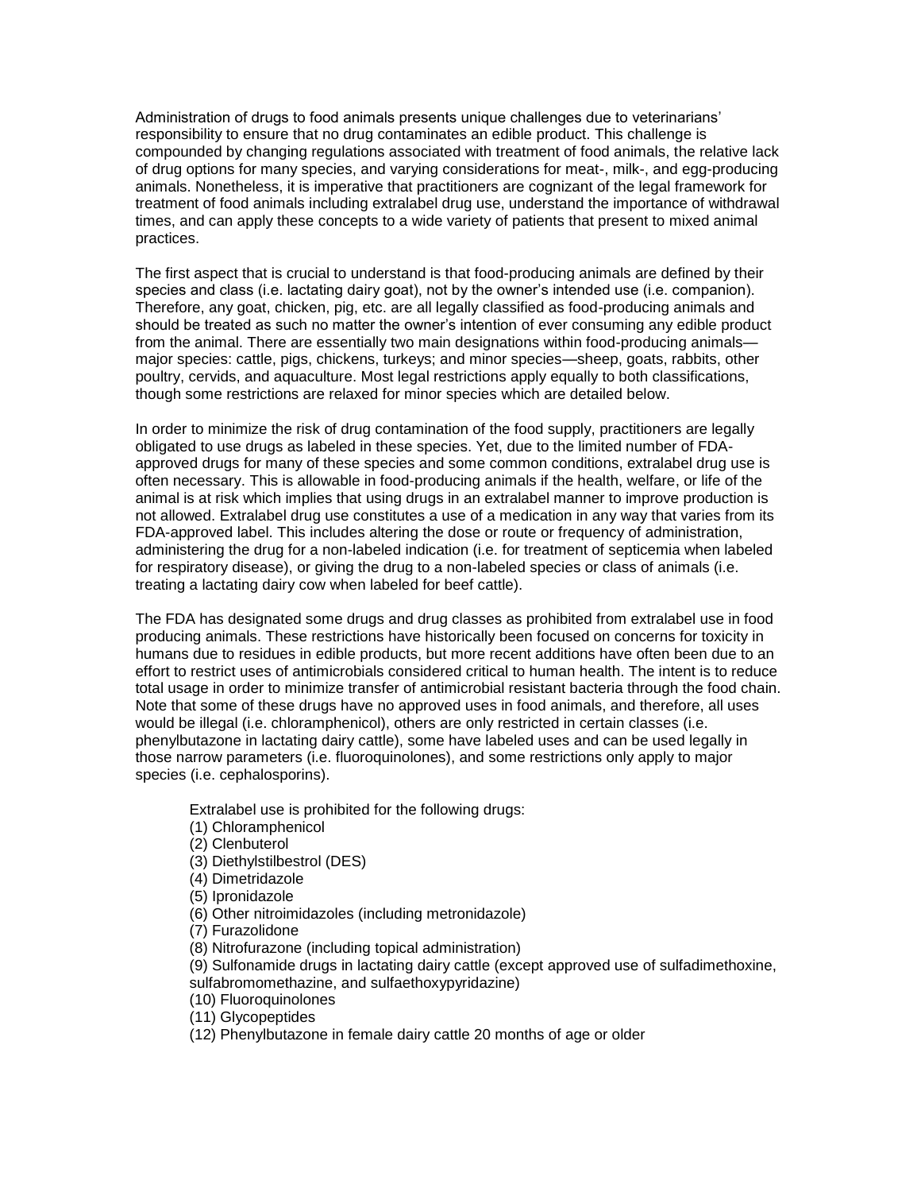Administration of drugs to food animals presents unique challenges due to veterinarians' responsibility to ensure that no drug contaminates an edible product. This challenge is compounded by changing regulations associated with treatment of food animals, the relative lack of drug options for many species, and varying considerations for meat-, milk-, and egg-producing animals. Nonetheless, it is imperative that practitioners are cognizant of the legal framework for treatment of food animals including extralabel drug use, understand the importance of withdrawal times, and can apply these concepts to a wide variety of patients that present to mixed animal practices.

The first aspect that is crucial to understand is that food-producing animals are defined by their species and class (i.e. lactating dairy goat), not by the owner's intended use (i.e. companion). Therefore, any goat, chicken, pig, etc. are all legally classified as food-producing animals and should be treated as such no matter the owner's intention of ever consuming any edible product from the animal. There are essentially two main designations within food-producing animals—major species: cattle, pigs, chickens, turkeys; and minor species—sheep, goats, rabbits, other poultry, cervids, and aquaculture. Most legal restrictions apply equally to both classifications, though some restrictions are relaxed for minor species which are detailed below.

In order to minimize the risk of drug contamination of the food supply, practitioners are legally obligated to use drugs as labeled in these species. Yet, due to the limited number of FDA-approved drugs for many of these species and some common conditions, extralabel drug use is often necessary. This is allowable in food-producing animals if the health, welfare, or life of the animal is at risk which implies that using drugs in an extralabel manner to improve production is not allowed. Extralabel drug use constitutes a use of a medication in any way that varies from its FDA-approved label. This includes altering the dose or route or frequency of administration, administering the drug for a non-labeled indication (i.e. for treatment of septicemia when labeled for respiratory disease), or giving the drug to a non-labeled species or class of animals (i.e. treating a lactating dairy cow when labeled for beef cattle).

The FDA has designated some drugs and drug classes as prohibited from extralabel use in food producing animals. These restrictions have historically been focused on concerns for toxicity in humans due to residues in edible products, but more recent additions have often been due to an effort to restrict uses of antimicrobials considered critical to human health. The intent is to reduce total usage in order to minimize transfer of antimicrobial resistant bacteria through the food chain. Note that some of these drugs have no approved uses in food animals, and therefore, all uses would be illegal (i.e. chloramphenicol), others are only restricted in certain classes (i.e. phenylbutazone in lactating dairy cattle), some have labeled uses and can be used legally in those narrow parameters (i.e. fluoroquinolones), and some restrictions only apply to major species (i.e. cephalosporins).

Extralabel use is prohibited for the following drugs:

(1) Chloramphenicol  
(2) Clenbuterol  
(3) Diethylstilbestrol (DES)  
(4) Dimetridazole  
(5) Ipronidazole  
(6) Other nitroimidazoles (including metronidazole)  
(7) Furazolidone  
(8) Nitrofurazone (including topical administration)  
(9) Sulfonamide drugs in lactating dairy cattle (except approved use of sulfadimethoxine, sulfabromomethazine, and sulfaethoxypyridazine)  
(10) Fluoroquinolones  
(11) Glycopeptides  
(12) Phenylbutazone in female dairy cattle 20 months of age or older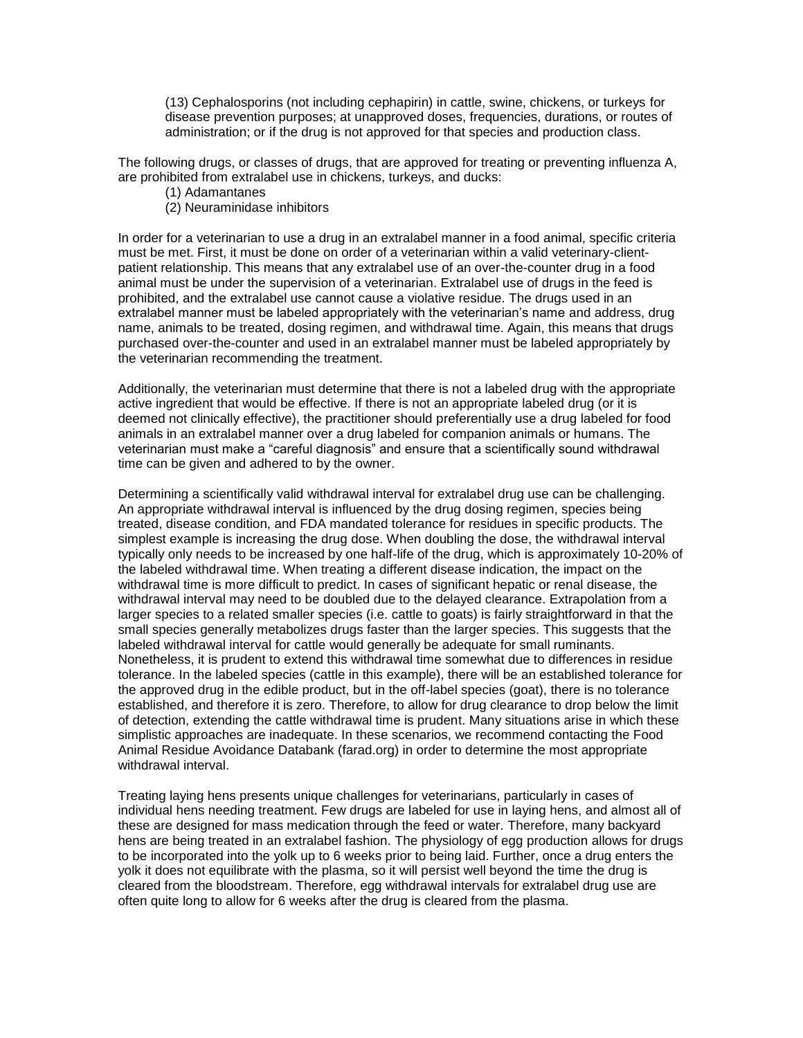(13) Cephalosporins (not including cephapirin) in cattle, swine, chickens, or turkeys for disease prevention purposes; at unapproved doses, frequencies, durations, or routes of administration; or if the drug is not approved for that species and production class.

The following drugs, or classes of drugs, that are approved for treating or preventing influenza A, are prohibited from extralabel use in chickens, turkeys, and ducks:

(1) Adamantanes
(2) Neuraminidase inhibitors

In order for a veterinarian to use a drug in an extralabel manner in a food animal, specific criteria must be met. First, it must be done on order of a veterinarian within a valid veterinary-client-patient relationship. This means that any extralabel use of an over-the-counter drug in a food animal must be under the supervision of a veterinarian. Extralabel use of drugs in the feed is prohibited, and the extralabel use cannot cause a violative residue. The drugs used in an extralabel manner must be labeled appropriately with the veterinarian's name and address, drug name, animals to be treated, dosing regimen, and withdrawal time. Again, this means that drugs purchased over-the-counter and used in an extralabel manner must be labeled appropriately by the veterinarian recommending the treatment.

Additionally, the veterinarian must determine that there is not a labeled drug with the appropriate active ingredient that would be effective. If there is not an appropriate labeled drug (or it is deemed not clinically effective), the practitioner should preferentially use a drug labeled for food animals in an extralabel manner over a drug labeled for companion animals or humans. The veterinarian must make a "careful diagnosis" and ensure that a scientifically sound withdrawal time can be given and adhered to by the owner.

Determining a scientifically valid withdrawal interval for extralabel drug use can be challenging. An appropriate withdrawal interval is influenced by the drug dosing regimen, species being treated, disease condition, and FDA mandated tolerance for residues in specific products. The simplest example is increasing the drug dose. When doubling the dose, the withdrawal interval typically only needs to be increased by one half-life of the drug, which is approximately 10-20% of the labeled withdrawal time. When treating a different disease indication, the impact on the withdrawal time is more difficult to predict. In cases of significant hepatic or renal disease, the withdrawal interval may need to be doubled due to the delayed clearance. Extrapolation from a larger species to a related smaller species (i.e. cattle to goats) is fairly straightforward in that the small species generally metabolizes drugs faster than the larger species. This suggests that the labeled withdrawal interval for cattle would generally be adequate for small ruminants. Nonetheless, it is prudent to extend this withdrawal time somewhat due to differences in residue tolerance. In the labeled species (cattle in this example), there will be an established tolerance for the approved drug in the edible product, but in the off-label species (goat), there is no tolerance established, and therefore it is zero. Therefore, to allow for drug clearance to drop below the limit of detection, extending the cattle withdrawal time is prudent. Many situations arise in which these simplistic approaches are inadequate. In these scenarios, we recommend contacting the Food Animal Residue Avoidance Databank (farad.org) in order to determine the most appropriate withdrawal interval.

Treating laying hens presents unique challenges for veterinarians, particularly in cases of individual hens needing treatment. Few drugs are labeled for use in laying hens, and almost all of these are designed for mass medication through the feed or water. Therefore, many backyard hens are being treated in an extralabel fashion. The physiology of egg production allows for drugs to be incorporated into the yolk up to 6 weeks prior to being laid. Further, once a drug enters the yolk it does not equilibrate with the plasma, so it will persist well beyond the time the drug is cleared from the bloodstream. Therefore, egg withdrawal intervals for extralabel drug use are often quite long to allow for 6 weeks after the drug is cleared from the plasma.